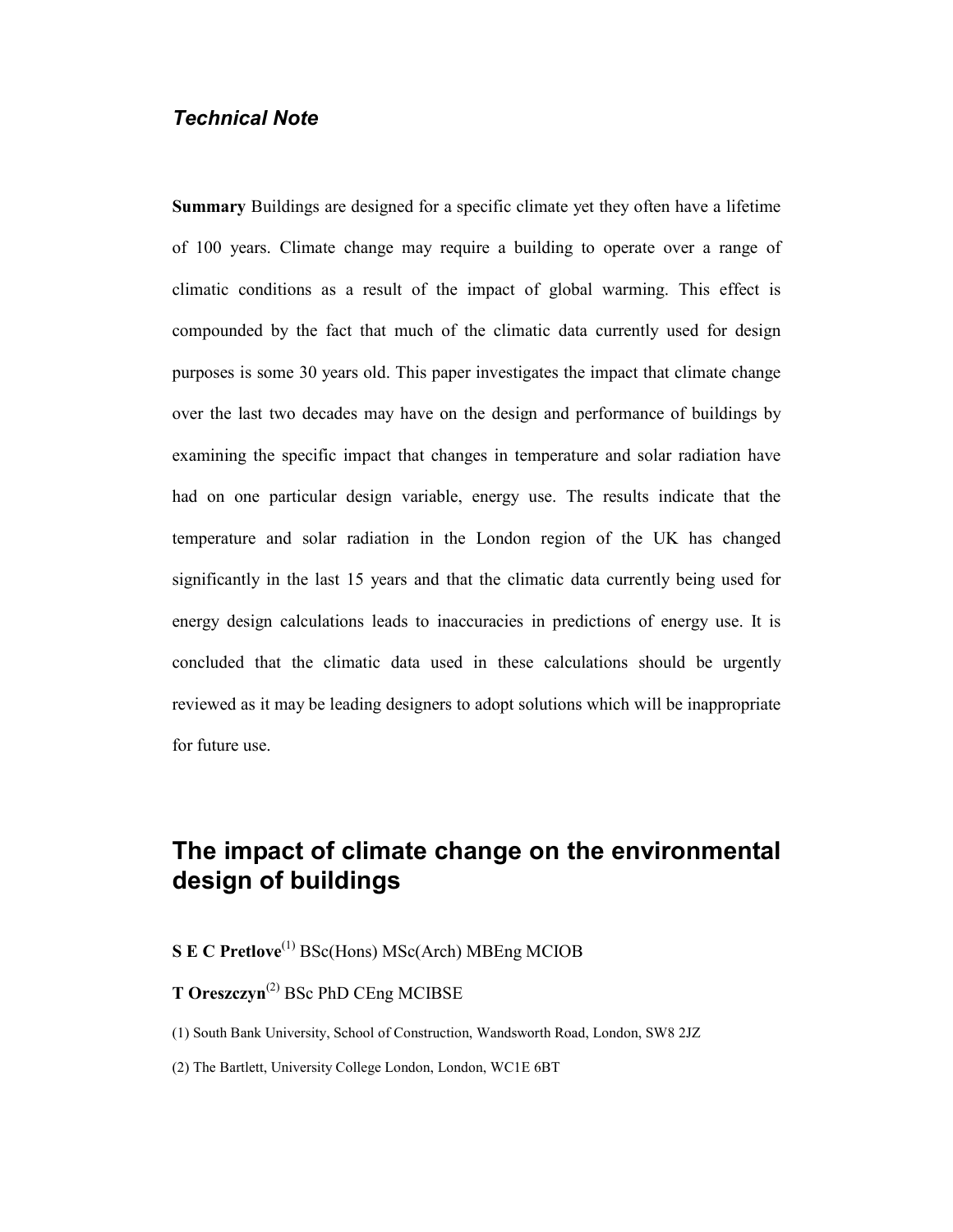*Technical Note*

**Summary** Buildings are designed for a specific climate yet they often have a lifetime of 100 years. Climate change may require a building to operate over a range of climatic conditions as a result of the impact of global warming. This effect is compounded by the fact that much of the climatic data currently used for design purposes is some 30 years old. This paper investigates the impact that climate change over the last two decades may have on the design and performance of buildings by examining the specific impact that changes in temperature and solar radiation have had on one particular design variable, energy use. The results indicate that the temperature and solar radiation in the London region of the UK has changed significantly in the last 15 years and that the climatic data currently being used for energy design calculations leads to inaccuracies in predictions of energy use. It is concluded that the climatic data used in these calculations should be urgently reviewed as it may be leading designers to adopt solutions which will be inappropriate for future use.

# The impact of climate change on the environmental design of buildings

**S E C Pretlove**[(1)] BSc(Hons) MSc(Arch) MBEng MCIOB

**T Oreszczyn**[(2)] BSc PhD CEng MCIBSE

(1) South Bank University, School of Construction, Wandsworth Road, London, SW8 2JZ

(2) The Bartlett, University College London, London, WC1E 6BT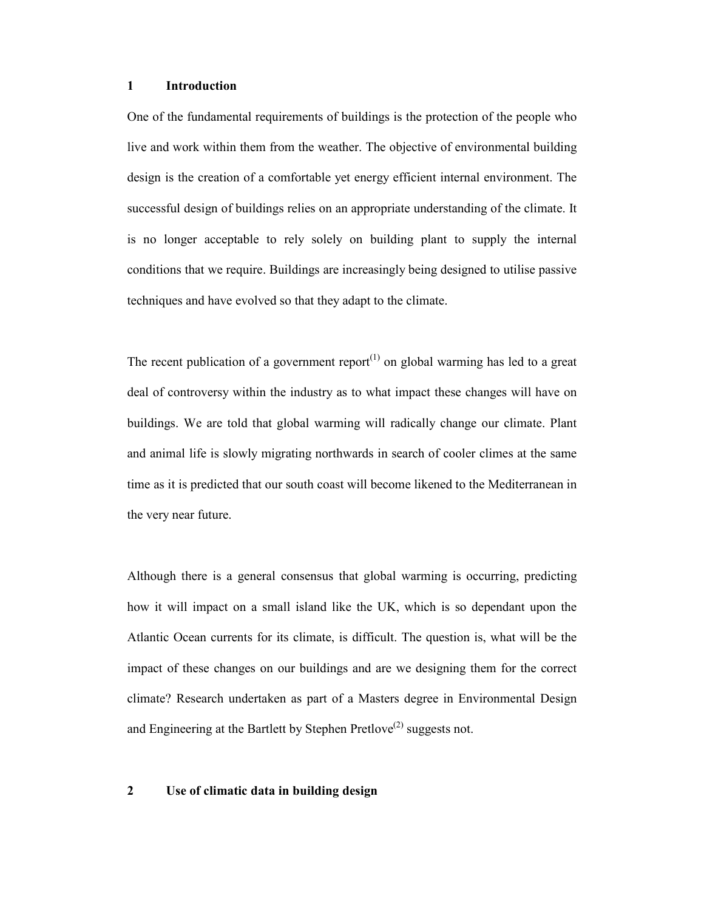## 1 Introduction

One of the fundamental requirements of buildings is the protection of the people who live and work within them from the weather. The objective of environmental building design is the creation of a comfortable yet energy efficient internal environment. The successful design of buildings relies on an appropriate understanding of the climate. It is no longer acceptable to rely solely on building plant to supply the internal conditions that we require. Buildings are increasingly being designed to utilise passive techniques and have evolved so that they adapt to the climate.

The recent publication of a government report(1) on global warming has led to a great deal of controversy within the industry as to what impact these changes will have on buildings. We are told that global warming will radically change our climate. Plant and animal life is slowly migrating northwards in search of cooler climes at the same time as it is predicted that our south coast will become likened to the Mediterranean in the very near future.

Although there is a general consensus that global warming is occurring, predicting how it will impact on a small island like the UK, which is so dependant upon the Atlantic Ocean currents for its climate, is difficult. The question is, what will be the impact of these changes on our buildings and are we designing them for the correct climate? Research undertaken as part of a Masters degree in Environmental Design and Engineering at the Bartlett by Stephen Pretlove(2) suggests not.

## 2 Use of climatic data in building design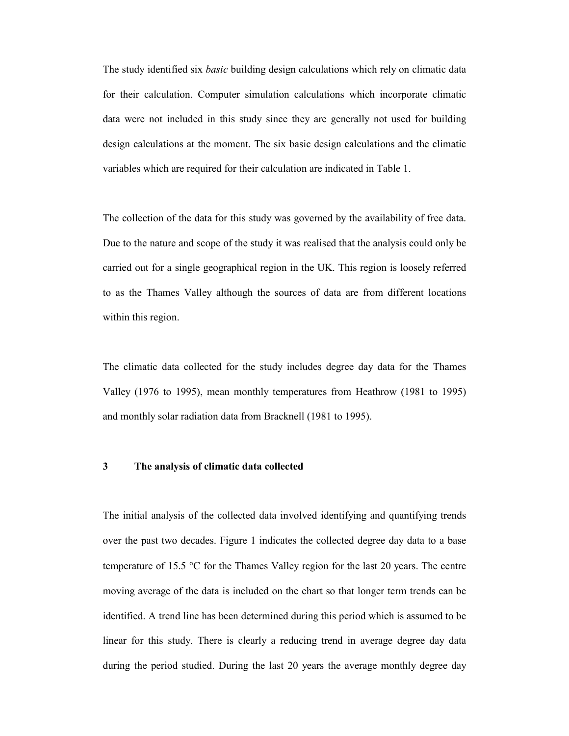The study identified six *basic* building design calculations which rely on climatic data for their calculation. Computer simulation calculations which incorporate climatic data were not included in this study since they are generally not used for building design calculations at the moment. The six basic design calculations and the climatic variables which are required for their calculation are indicated in Table 1.

The collection of the data for this study was governed by the availability of free data. Due to the nature and scope of the study it was realised that the analysis could only be carried out for a single geographical region in the UK. This region is loosely referred to as the Thames Valley although the sources of data are from different locations within this region.

The climatic data collected for the study includes degree day data for the Thames Valley (1976 to 1995), mean monthly temperatures from Heathrow (1981 to 1995) and monthly solar radiation data from Bracknell (1981 to 1995).

## 3 The analysis of climatic data collected

The initial analysis of the collected data involved identifying and quantifying trends over the past two decades. Figure 1 indicates the collected degree day data to a base temperature of 15.5 °C for the Thames Valley region for the last 20 years. The centre moving average of the data is included on the chart so that longer term trends can be identified. A trend line has been determined during this period which is assumed to be linear for this study. There is clearly a reducing trend in average degree day data during the period studied. During the last 20 years the average monthly degree day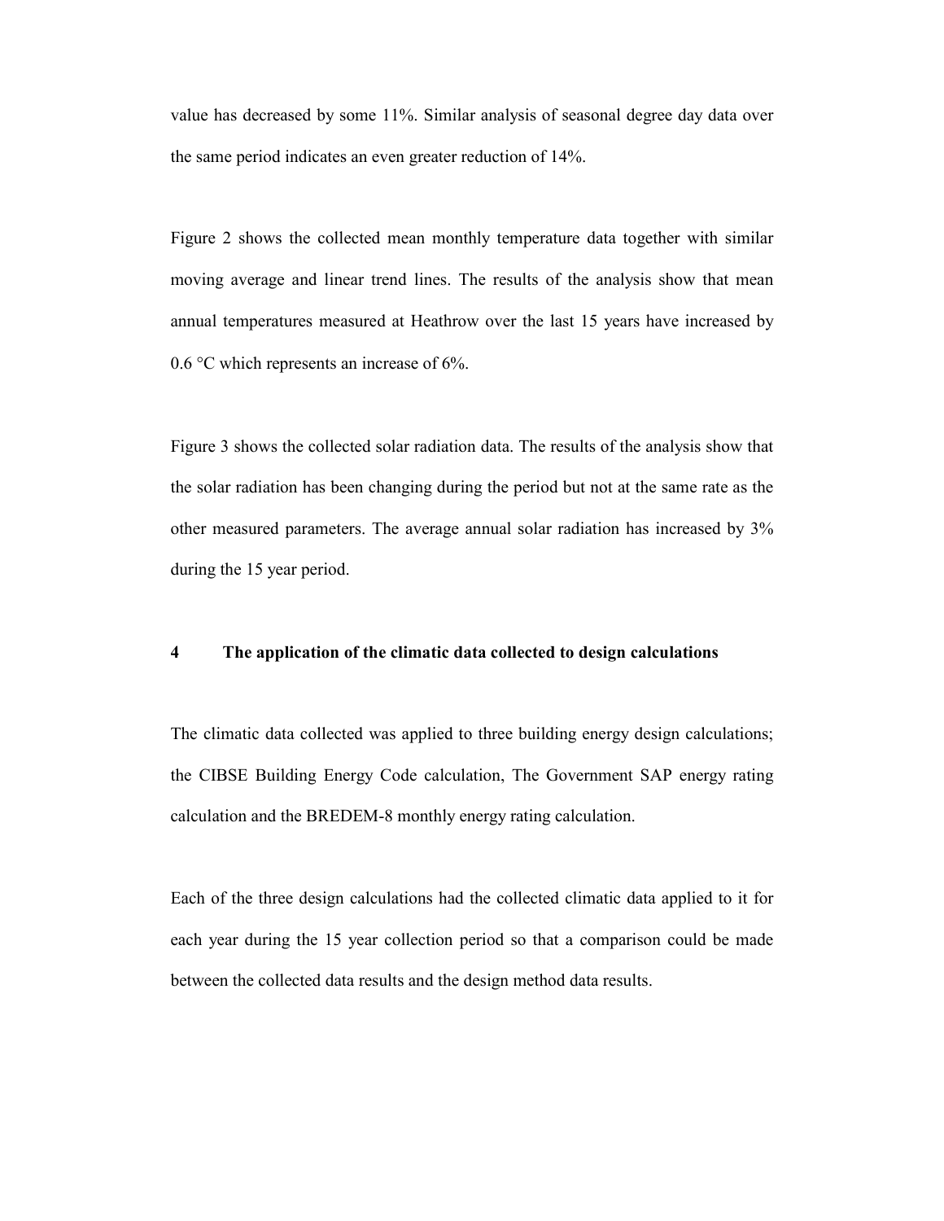value has decreased by some 11%. Similar analysis of seasonal degree day data over the same period indicates an even greater reduction of 14%.

Figure 2 shows the collected mean monthly temperature data together with similar moving average and linear trend lines. The results of the analysis show that mean annual temperatures measured at Heathrow over the last 15 years have increased by 0.6 °C which represents an increase of 6%.

Figure 3 shows the collected solar radiation data. The results of the analysis show that the solar radiation has been changing during the period but not at the same rate as the other measured parameters. The average annual solar radiation has increased by 3% during the 15 year period.

## 4 The application of the climatic data collected to design calculations

The climatic data collected was applied to three building energy design calculations; the CIBSE Building Energy Code calculation, The Government SAP energy rating calculation and the BREDEM-8 monthly energy rating calculation.

Each of the three design calculations had the collected climatic data applied to it for each year during the 15 year collection period so that a comparison could be made between the collected data results and the design method data results.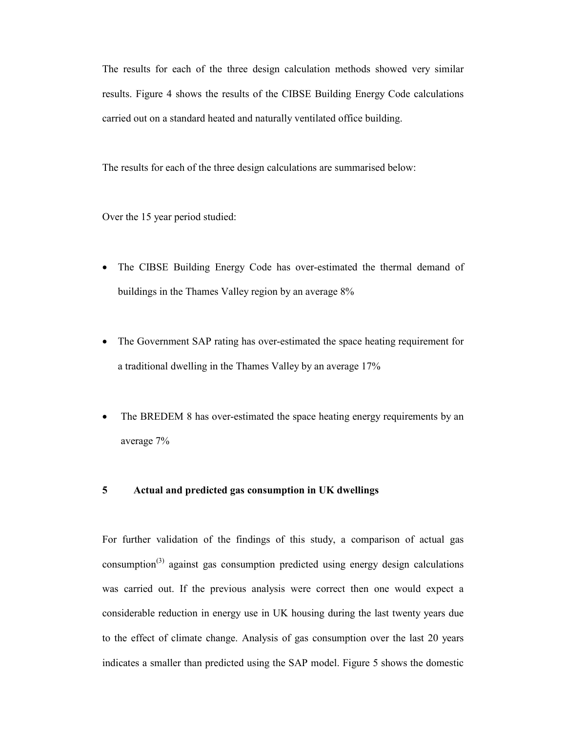The results for each of the three design calculation methods showed very similar results. Figure 4 shows the results of the CIBSE Building Energy Code calculations carried out on a standard heated and naturally ventilated office building.

The results for each of the three design calculations are summarised below:

Over the 15 year period studied:

- The CIBSE Building Energy Code has over-estimated the thermal demand of buildings in the Thames Valley region by an average 8%
- The Government SAP rating has over-estimated the space heating requirement for a traditional dwelling in the Thames Valley by an average 17%
- The BREDEM 8 has over-estimated the space heating energy requirements by an average 7%

## 5 Actual and predicted gas consumption in UK dwellings

For further validation of the findings of this study, a comparison of actual gas consumption[3] against gas consumption predicted using energy design calculations was carried out. If the previous analysis were correct then one would expect a considerable reduction in energy use in UK housing during the last twenty years due to the effect of climate change. Analysis of gas consumption over the last 20 years indicates a smaller than predicted using the SAP model. Figure 5 shows the domestic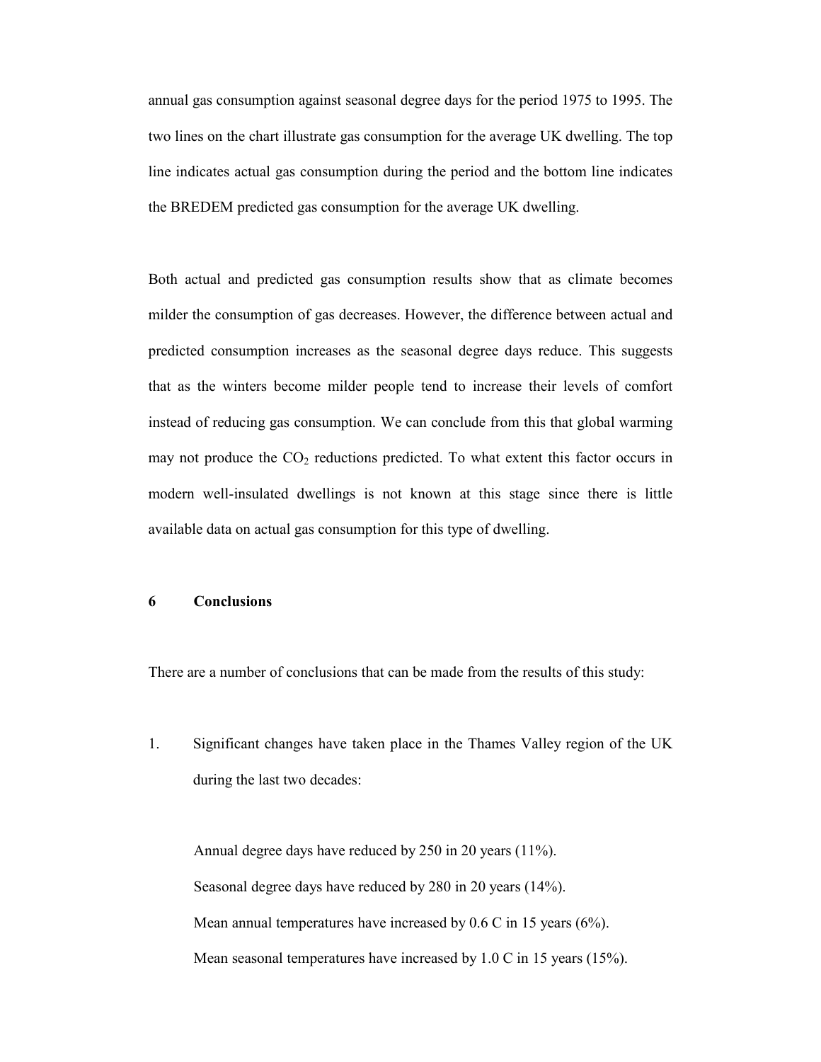annual gas consumption against seasonal degree days for the period 1975 to 1995. The two lines on the chart illustrate gas consumption for the average UK dwelling. The top line indicates actual gas consumption during the period and the bottom line indicates the BREDEM predicted gas consumption for the average UK dwelling.

Both actual and predicted gas consumption results show that as climate becomes milder the consumption of gas decreases. However, the difference between actual and predicted consumption increases as the seasonal degree days reduce. This suggests that as the winters become milder people tend to increase their levels of comfort instead of reducing gas consumption. We can conclude from this that global warming may not produce the $CO_2$ reductions predicted. To what extent this factor occurs in modern well-insulated dwellings is not known at this stage since there is little available data on actual gas consumption for this type of dwelling.

## 6 Conclusions

There are a number of conclusions that can be made from the results of this study:

1. Significant changes have taken place in the Thames Valley region of the UK during the last two decades:

   Annual degree days have reduced by 250 in 20 years (11%).

   Seasonal degree days have reduced by 280 in 20 years (14%).

   Mean annual temperatures have increased by 0.6 C in 15 years (6%).

   Mean seasonal temperatures have increased by 1.0 C in 15 years (15%).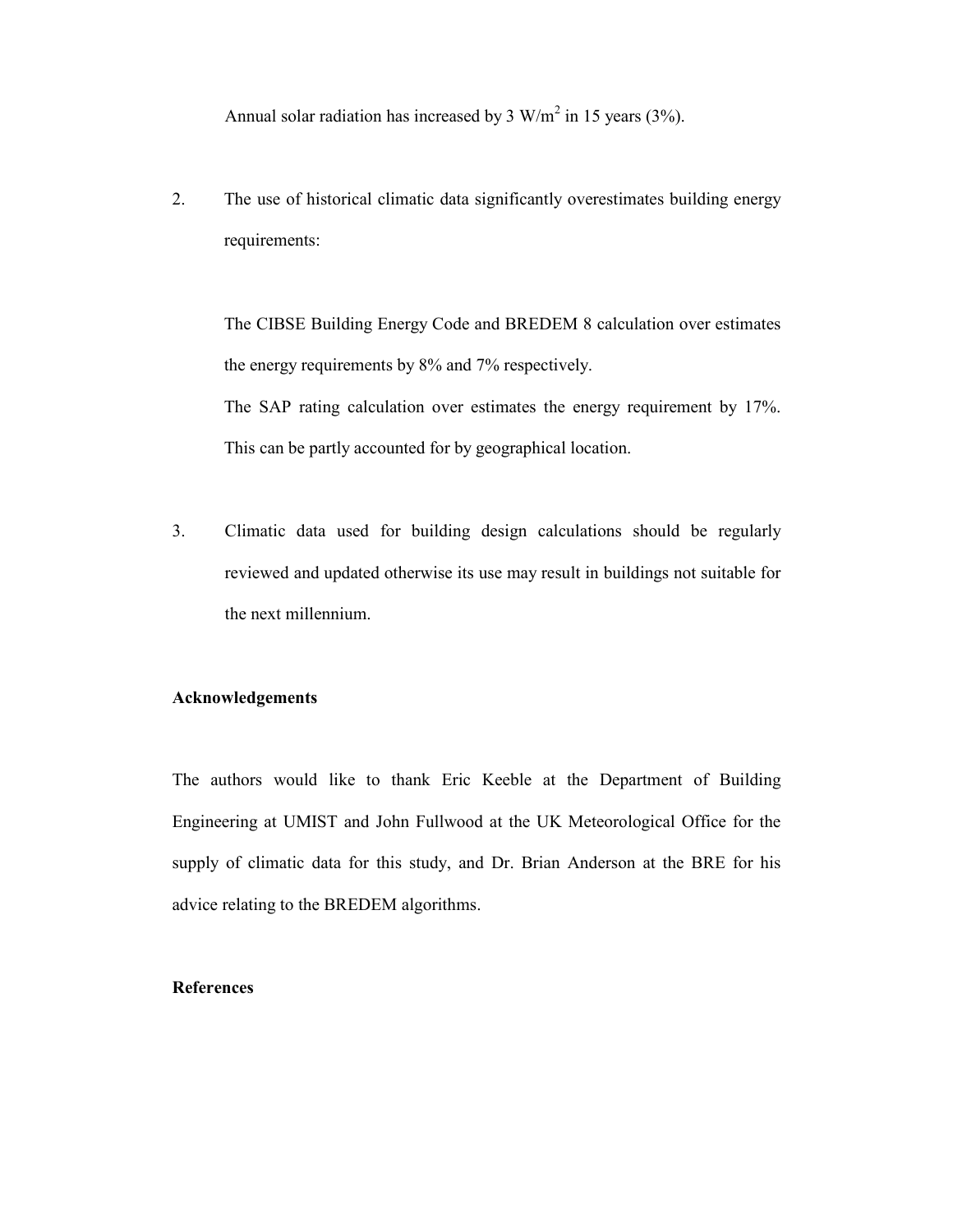Annual solar radiation has increased by 3 W/m$^2$ in 15 years (3%).

2. The use of historical climatic data significantly overestimates building energy requirements:

   The CIBSE Building Energy Code and BREDEM 8 calculation over estimates the energy requirements by 8% and 7% respectively.

   The SAP rating calculation over estimates the energy requirement by 17%. This can be partly accounted for by geographical location.

3. Climatic data used for building design calculations should be regularly reviewed and updated otherwise its use may result in buildings not suitable for the next millennium.

**Acknowledgements**

The authors would like to thank Eric Keeble at the Department of Building Engineering at UMIST and John Fullwood at the UK Meteorological Office for the supply of climatic data for this study, and Dr. Brian Anderson at the BRE for his advice relating to the BREDEM algorithms.

**References**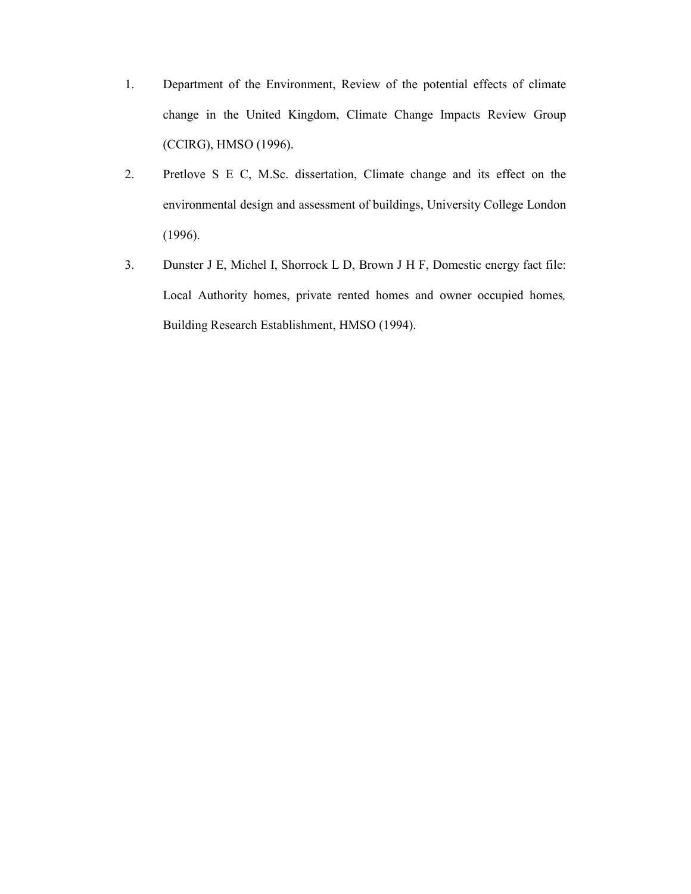1. Department of the Environment, Review of the potential effects of climate change in the United Kingdom, Climate Change Impacts Review Group (CCIRG), HMSO (1996).
2. Pretlove S E C, M.Sc. dissertation, Climate change and its effect on the environmental design and assessment of buildings, University College London (1996).
3. Dunster J E, Michel I, Shorrock L D, Brown J H F, Domestic energy fact file: Local Authority homes, private rented homes and owner occupied homes, Building Research Establishment, HMSO (1994).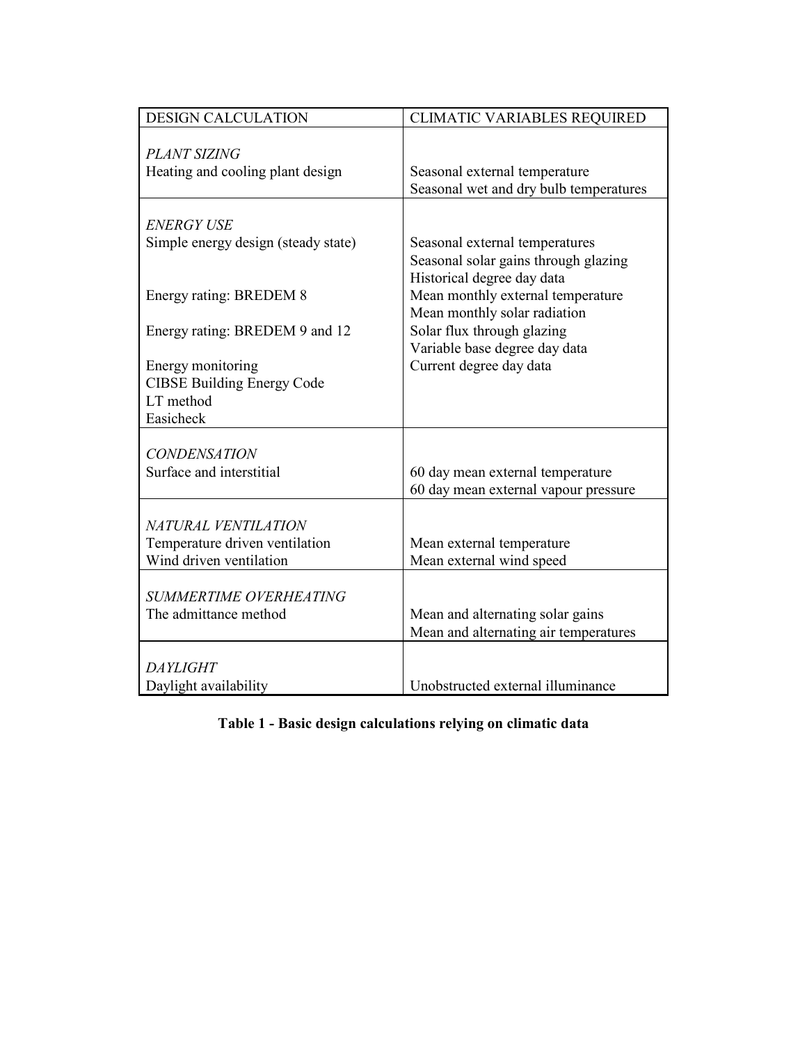| DESIGN CALCULATION | CLIMATIC VARIABLES REQUIRED |
|---|---|
| *PLANT SIZING* | |
| Heating and cooling plant design | Seasonal external temperature<br>Seasonal wet and dry bulb temperatures |
| *ENERGY USE* | |
| Simple energy design (steady state) | Seasonal external temperatures<br>Seasonal solar gains through glazing<br>Historical degree day data |
| Energy rating: BREDEM 8 | Mean monthly external temperature<br>Mean monthly solar radiation |
| Energy rating: BREDEM 9 and 12 | Solar flux through glazing<br>Variable base degree day data |
| Energy monitoring<br>CIBSE Building Energy Code<br>LT method<br>Easicheck | Current degree day data |
| *CONDENSATION* | |
| Surface and interstitial | 60 day mean external temperature<br>60 day mean external vapour pressure |
| *NATURAL VENTILATION* | |
| Temperature driven ventilation | Mean external temperature |
| Wind driven ventilation | Mean external wind speed |
| *SUMMERTIME OVERHEATING* | |
| The admittance method | Mean and alternating solar gains<br>Mean and alternating air temperatures |
| *DAYLIGHT* | |
| Daylight availability | Unobstructed external illuminance |

**Table 1 - Basic design calculations relying on climatic data**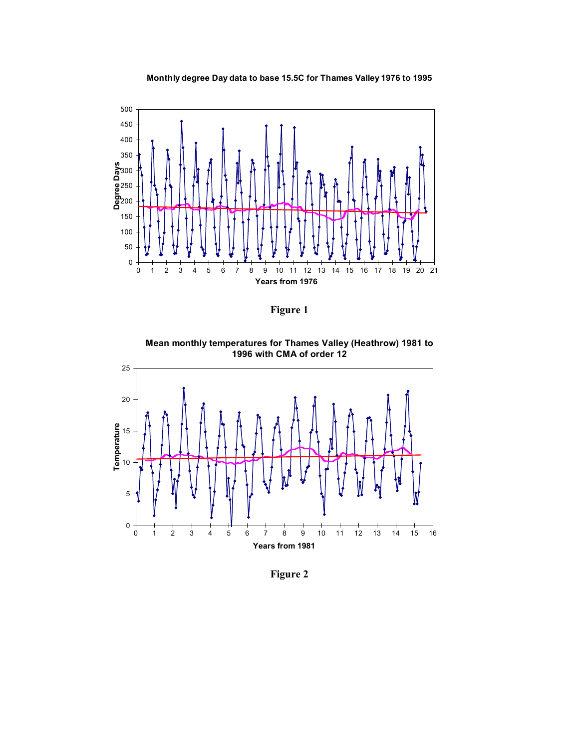**Monthly degree Day data to base 15.5C for Thames Valley 1976 to 1995**

**Figure 1**

**Mean monthly temperatures for Thames Valley (Heathrow) 1981 to 1996 with CMA of order 12**

**Figure 2**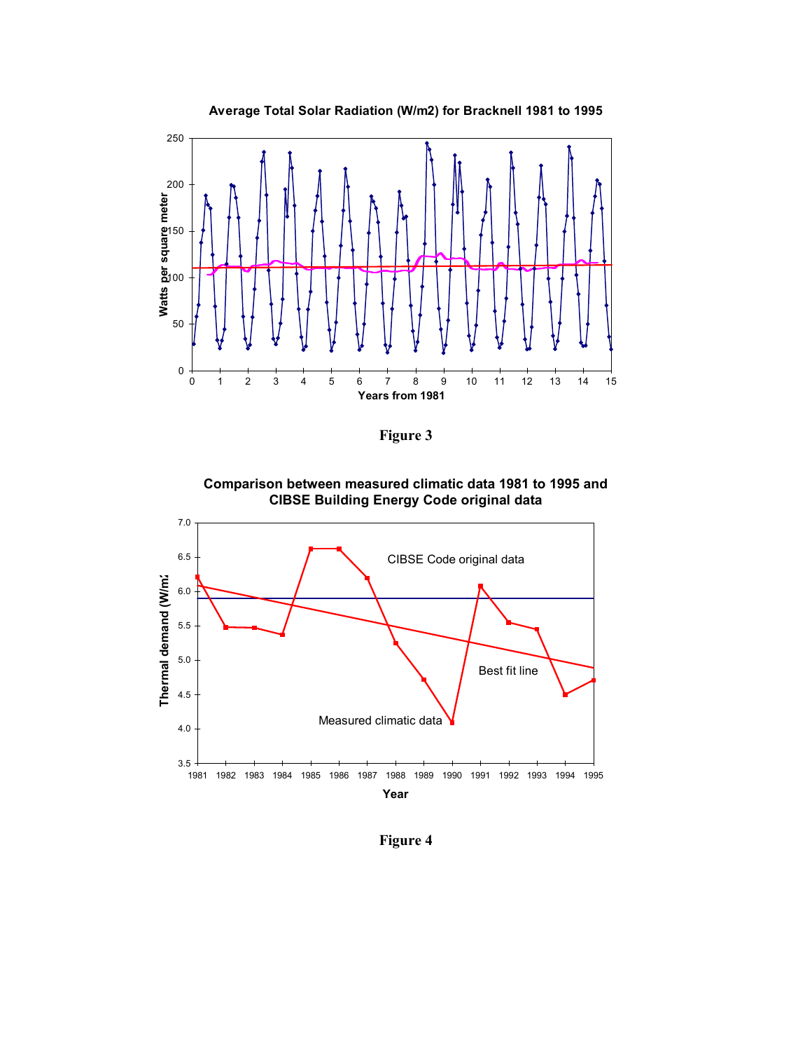**Average Total Solar Radiation (W/m2) for Bracknell 1981 to 1995**

Figure 3

**Comparison between measured climatic data 1981 to 1995 and CIBSE Building Energy Code original data**

Figure 4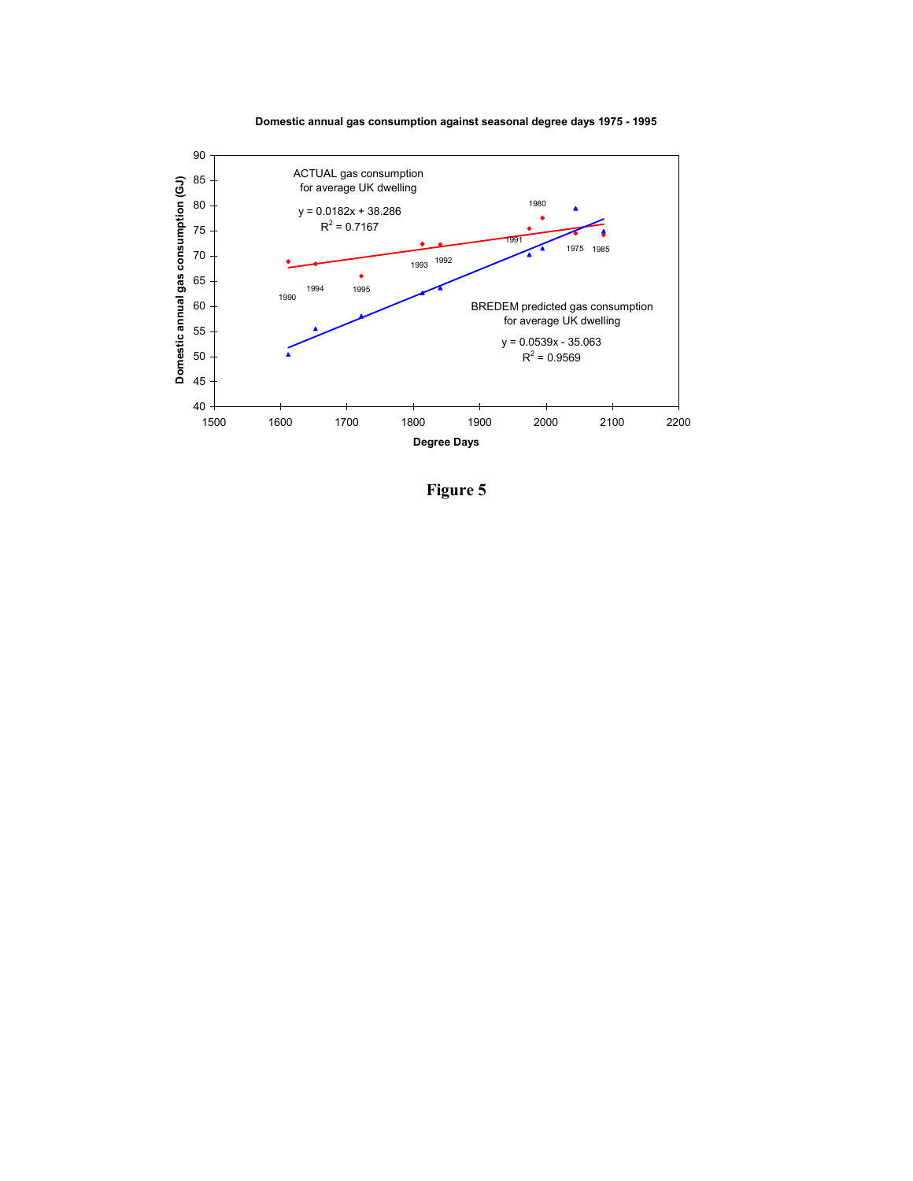**Domestic annual gas consumption against seasonal degree days 1975 - 1995**

ACTUAL gas consumption for average UK dwelling

$y = 0.0182x + 38.286$

$R^2 = 0.7167$

BREDEM predicted gas consumption for average UK dwelling

$y = 0.0539x - 35.063$

$R^2 = 0.9569$

Domestic annual gas consumption (GJ)

90
85
80
75
70
65
60
55
50
45
40

Degree Days

1500
1600
1700
1800
1900
2000
2100
2200

1990
1994
1995
1993
1992
1991
1980
1975
1985

**Figure 5**